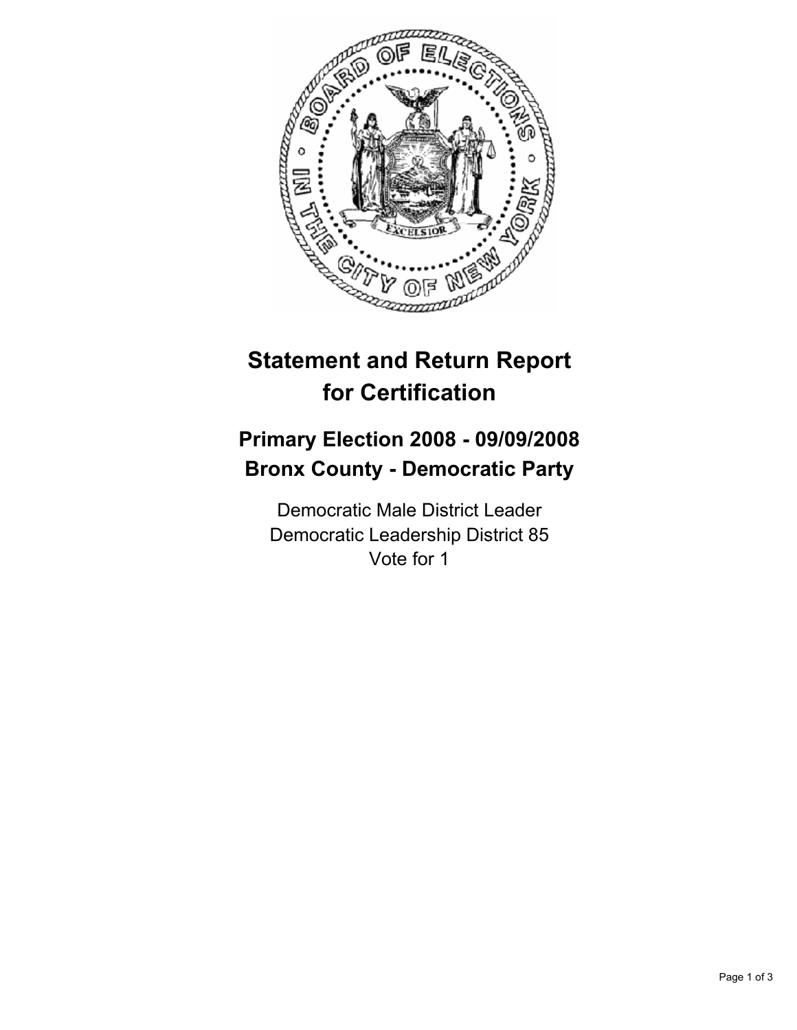# Statement and Return Report for Certification

## Primary Election 2008 - 09/09/2008
## Bronx County - Democratic Party

Democratic Male District Leader
Democratic Leadership District 85
Vote for 1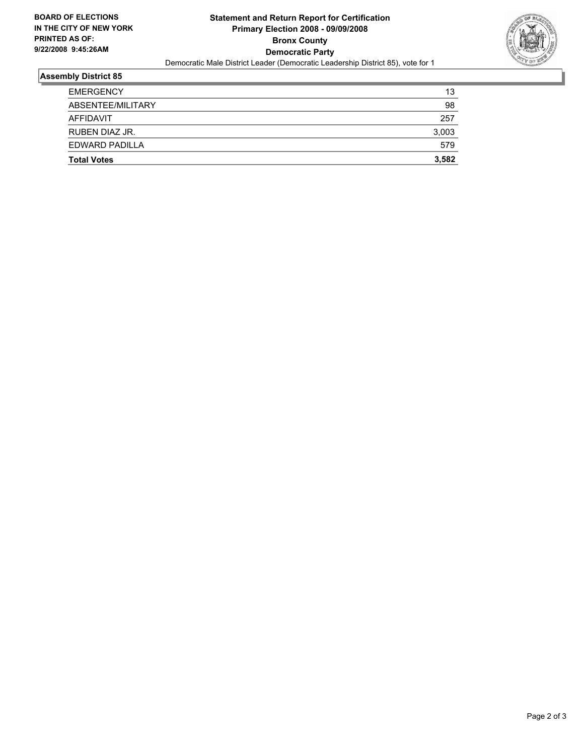**BOARD OF ELECTIONS IN THE CITY OF NEW YORK**
**PRINTED AS OF: 9/22/2008 9:45:26AM**

# Statement and Return Report for Certification
## Primary Election 2008 - 09/09/2008
## Bronx County
## Democratic Party

Democratic Male District Leader (Democratic Leadership District 85), vote for 1

### Assembly District 85

| | |
|---|---|
| EMERGENCY | 13 |
| ABSENTEE/MILITARY | 98 |
| AFFIDAVIT | 257 |
| RUBEN DIAZ JR. | 3,003 |
| EDWARD PADILLA | 579 |
| **Total Votes** | **3,582** |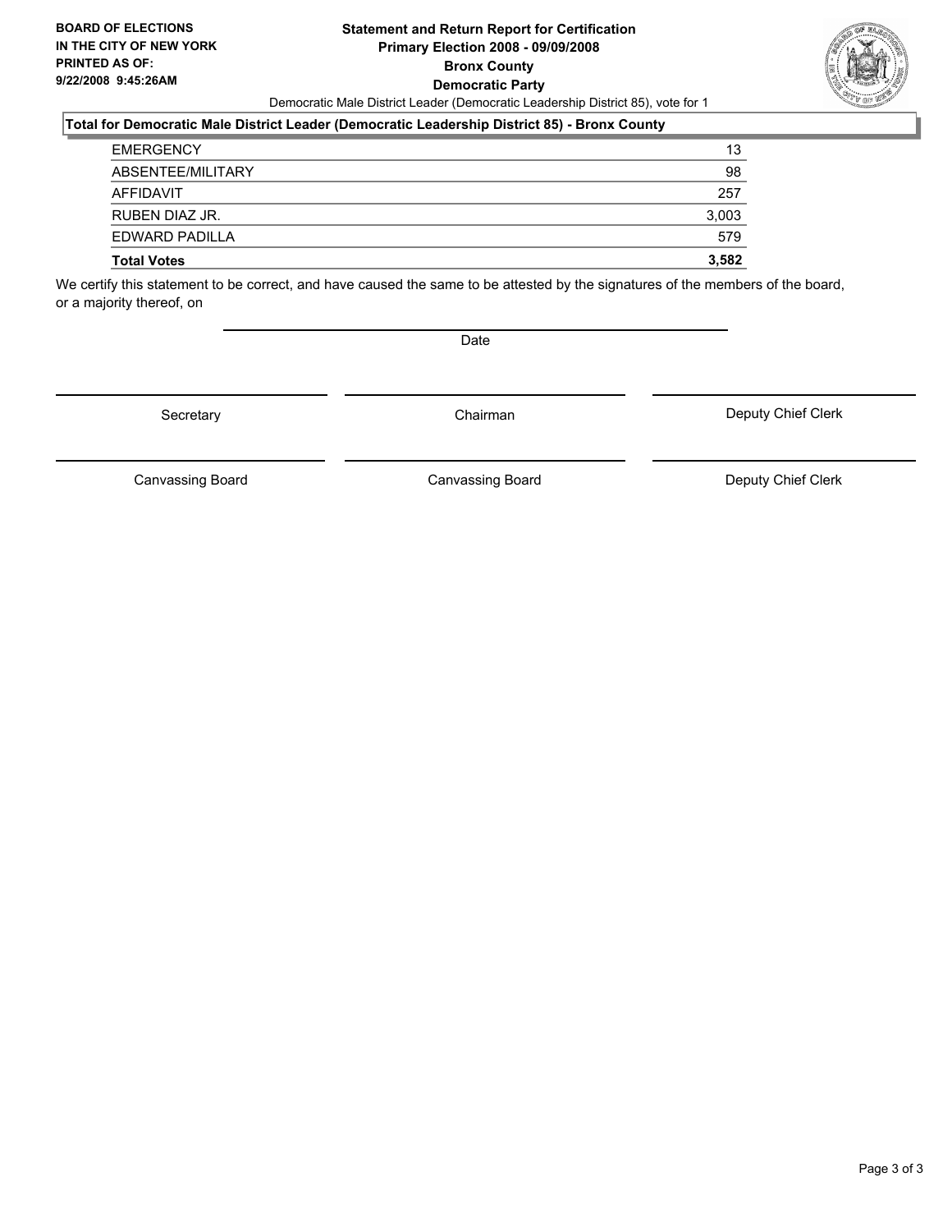**BOARD OF ELECTIONS IN THE CITY OF NEW YORK PRINTED AS OF: 9/22/2008 9:45:26AM**

**Statement and Return Report for Certification Primary Election 2008 - 09/09/2008 Bronx County Democratic Party**

Democratic Male District Leader (Democratic Leadership District 85), vote for 1

**Total for Democratic Male District Leader (Democratic Leadership District 85) - Bronx County**

| | |
|---|---|
| EMERGENCY | 13 |
| ABSENTEE/MILITARY | 98 |
| AFFIDAVIT | 257 |
| RUBEN DIAZ JR. | 3,003 |
| EDWARD PADILLA | 579 |
| **Total Votes** | **3,582** |

We certify this statement to be correct, and have caused the same to be attested by the signatures of the members of the board, or a majority thereof, on

Date

Secretary

Chairman

Deputy Chief Clerk

Canvassing Board

Canvassing Board

Deputy Chief Clerk